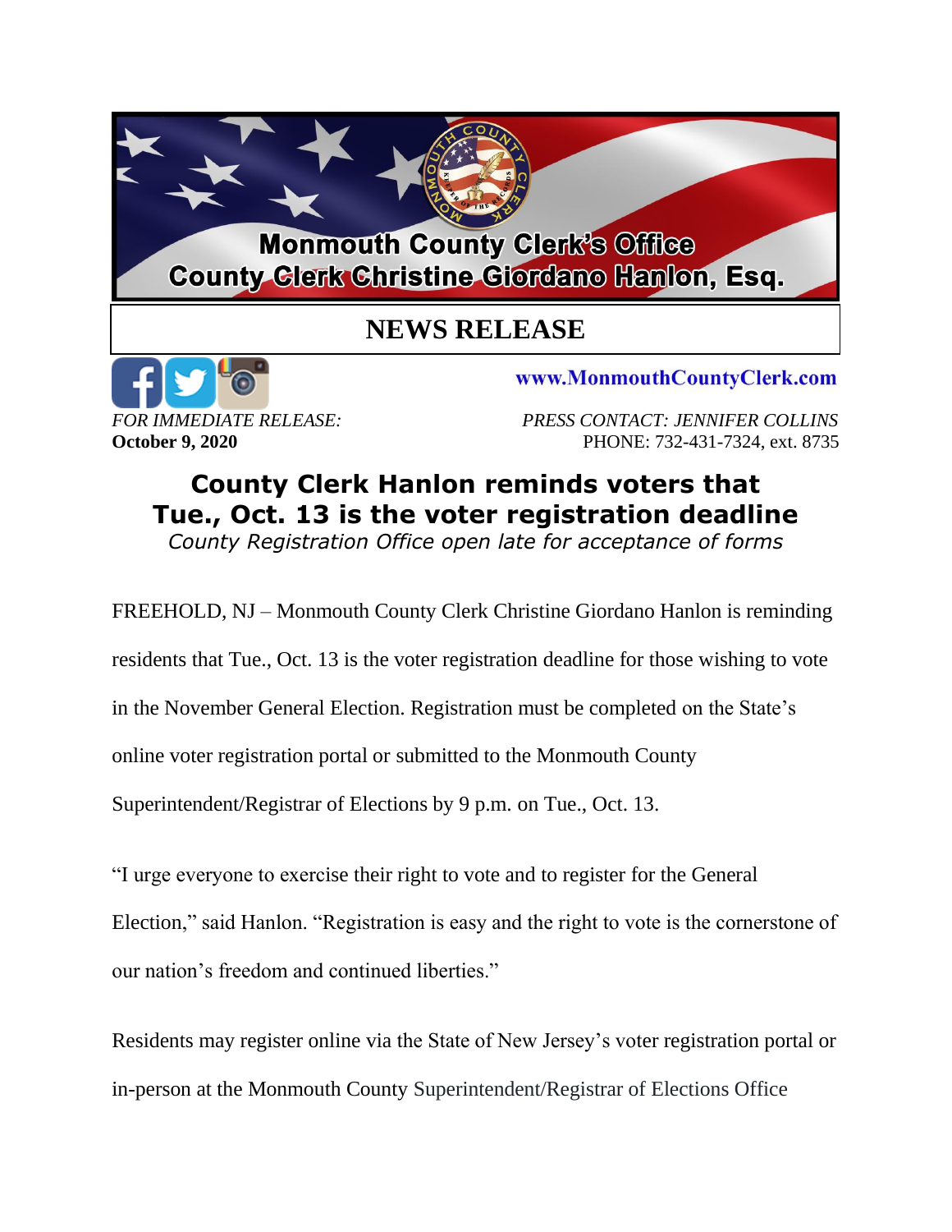**Monmouth County Clerk's Office**
**County Clerk Christine Giordano Hanlon, Esq.**

# NEWS RELEASE

www.MonmouthCountyClerk.com

*FOR IMMEDIATE RELEASE:*
**October 9, 2020**

*PRESS CONTACT: JENNIFER COLLINS*
PHONE: 732-431-7324, ext. 8735

## County Clerk Hanlon reminds voters that Tue., Oct. 13 is the voter registration deadline

*County Registration Office open late for acceptance of forms*

FREEHOLD, NJ – Monmouth County Clerk Christine Giordano Hanlon is reminding residents that Tue., Oct. 13 is the voter registration deadline for those wishing to vote in the November General Election. Registration must be completed on the State's online voter registration portal or submitted to the Monmouth County Superintendent/Registrar of Elections by 9 p.m. on Tue., Oct. 13.

"I urge everyone to exercise their right to vote and to register for the General Election," said Hanlon. "Registration is easy and the right to vote is the cornerstone of our nation's freedom and continued liberties."

Residents may register online via the State of New Jersey's voter registration portal or in-person at the Monmouth County Superintendent/Registrar of Elections Office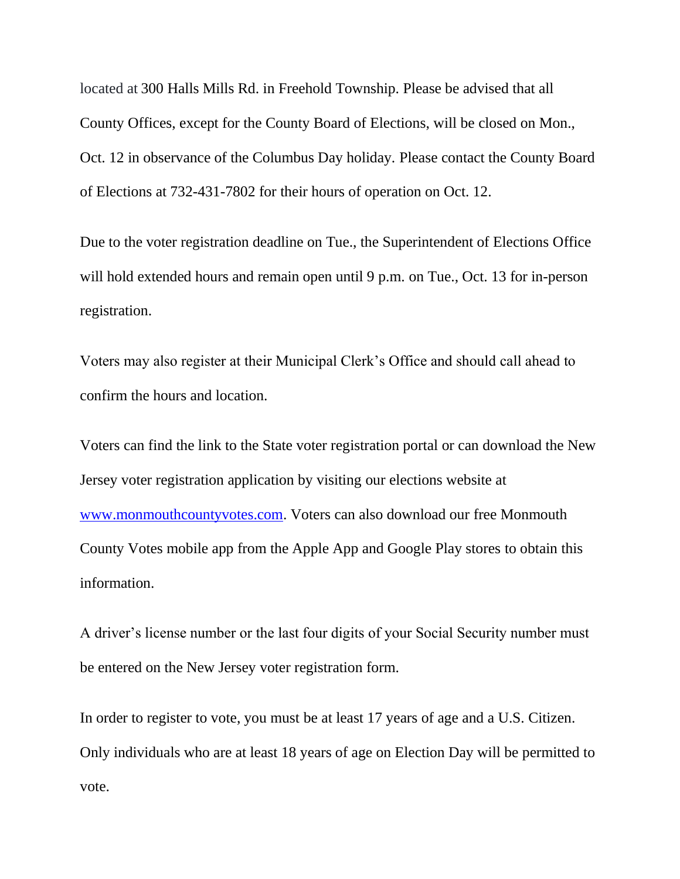located at 300 Halls Mills Rd. in Freehold Township. Please be advised that all County Offices, except for the County Board of Elections, will be closed on Mon., Oct. 12 in observance of the Columbus Day holiday. Please contact the County Board of Elections at 732-431-7802 for their hours of operation on Oct. 12.

Due to the voter registration deadline on Tue., the Superintendent of Elections Office will hold extended hours and remain open until 9 p.m. on Tue., Oct. 13 for in-person registration.

Voters may also register at their Municipal Clerk's Office and should call ahead to confirm the hours and location.

Voters can find the link to the State voter registration portal or can download the New Jersey voter registration application by visiting our elections website at www.monmouthcountyvotes.com. Voters can also download our free Monmouth County Votes mobile app from the Apple App and Google Play stores to obtain this information.

A driver's license number or the last four digits of your Social Security number must be entered on the New Jersey voter registration form.

In order to register to vote, you must be at least 17 years of age and a U.S. Citizen. Only individuals who are at least 18 years of age on Election Day will be permitted to vote.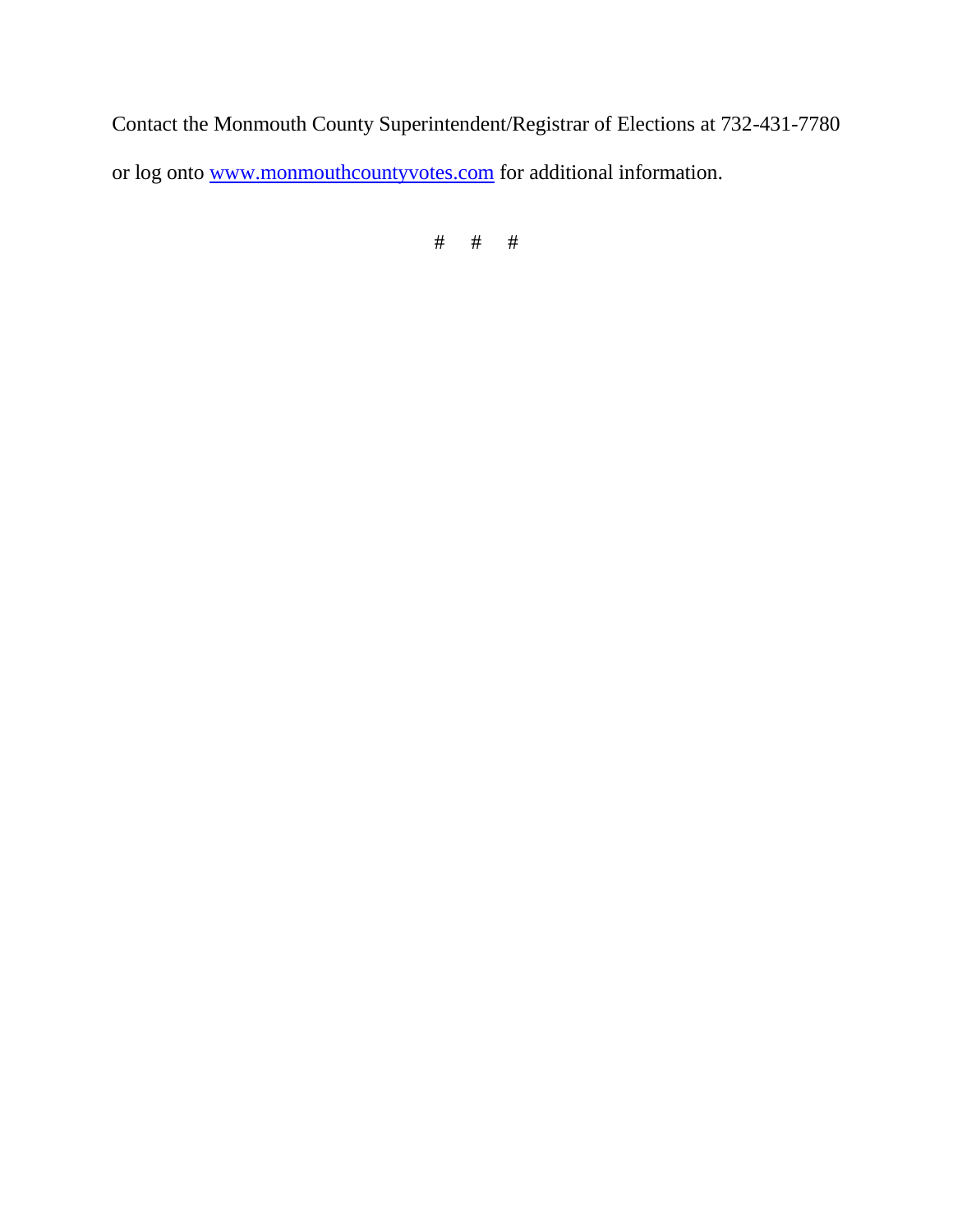Contact the Monmouth County Superintendent/Registrar of Elections at 732-431-7780 or log onto www.monmouthcountyvotes.com for additional information.

# # #